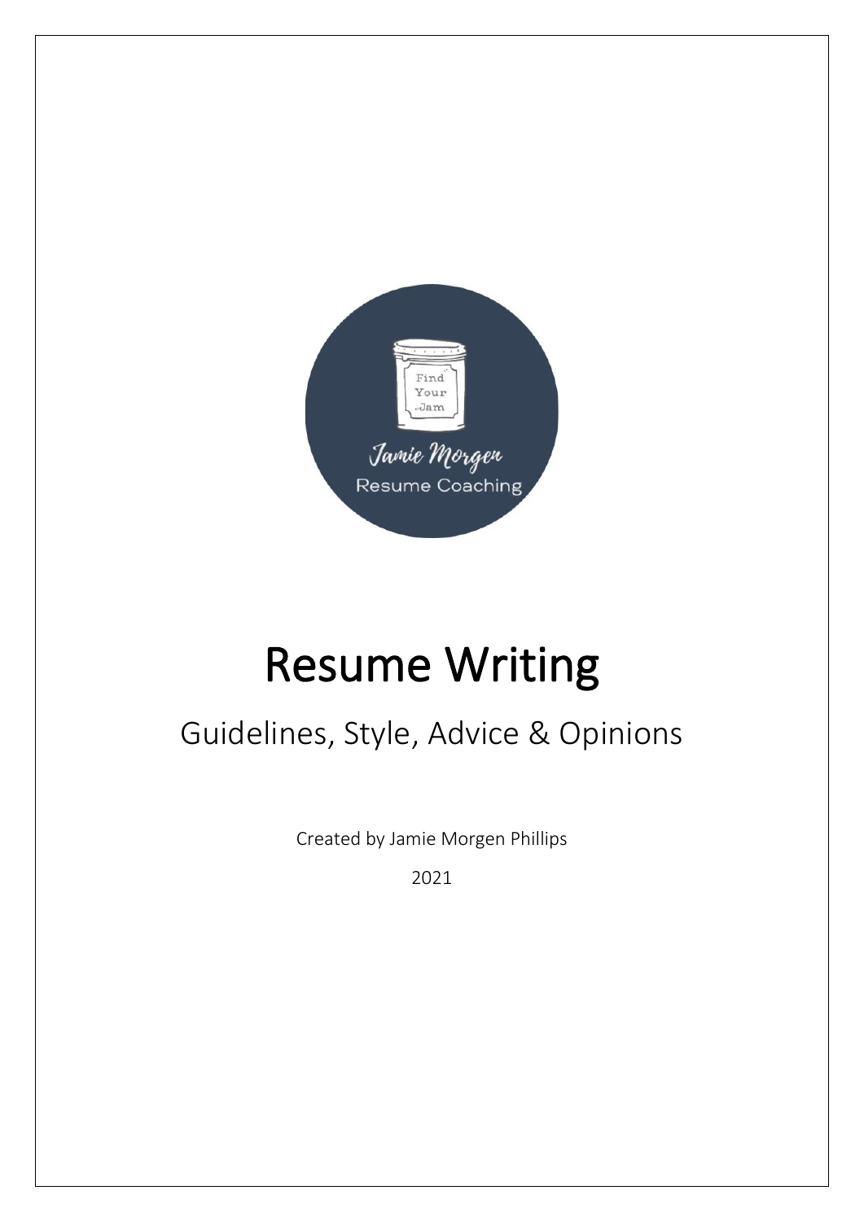# Resume Writing

## Guidelines, Style, Advice & Opinions

Created by Jamie Morgen Phillips

2021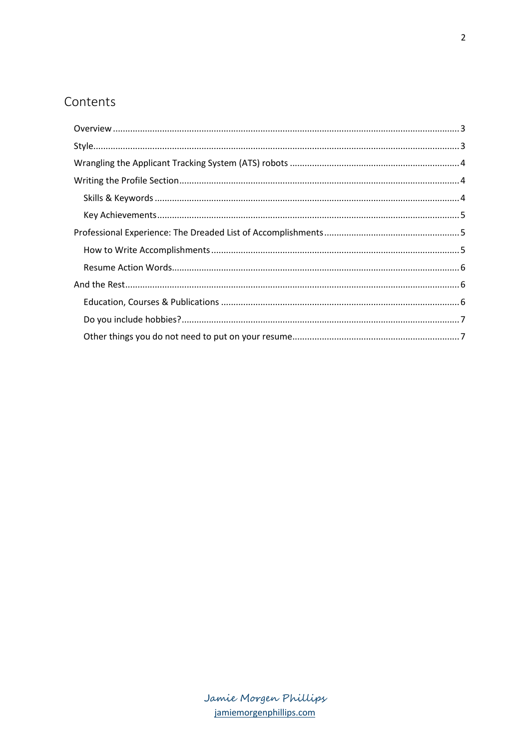## Contents

- Overview ........ 3
- Style ........ 3
- Wrangling the Applicant Tracking System (ATS) robots ........ 4
- Writing the Profile Section ........ 4
  - Skills & Keywords ........ 4
  - Key Achievements ........ 5
- Professional Experience: The Dreaded List of Accomplishments ........ 5
  - How to Write Accomplishments ........ 5
  - Resume Action Words ........ 6
- And the Rest ........ 6
  - Education, Courses & Publications ........ 6
  - Do you include hobbies? ........ 7
  - Other things you do not need to put on your resume ........ 7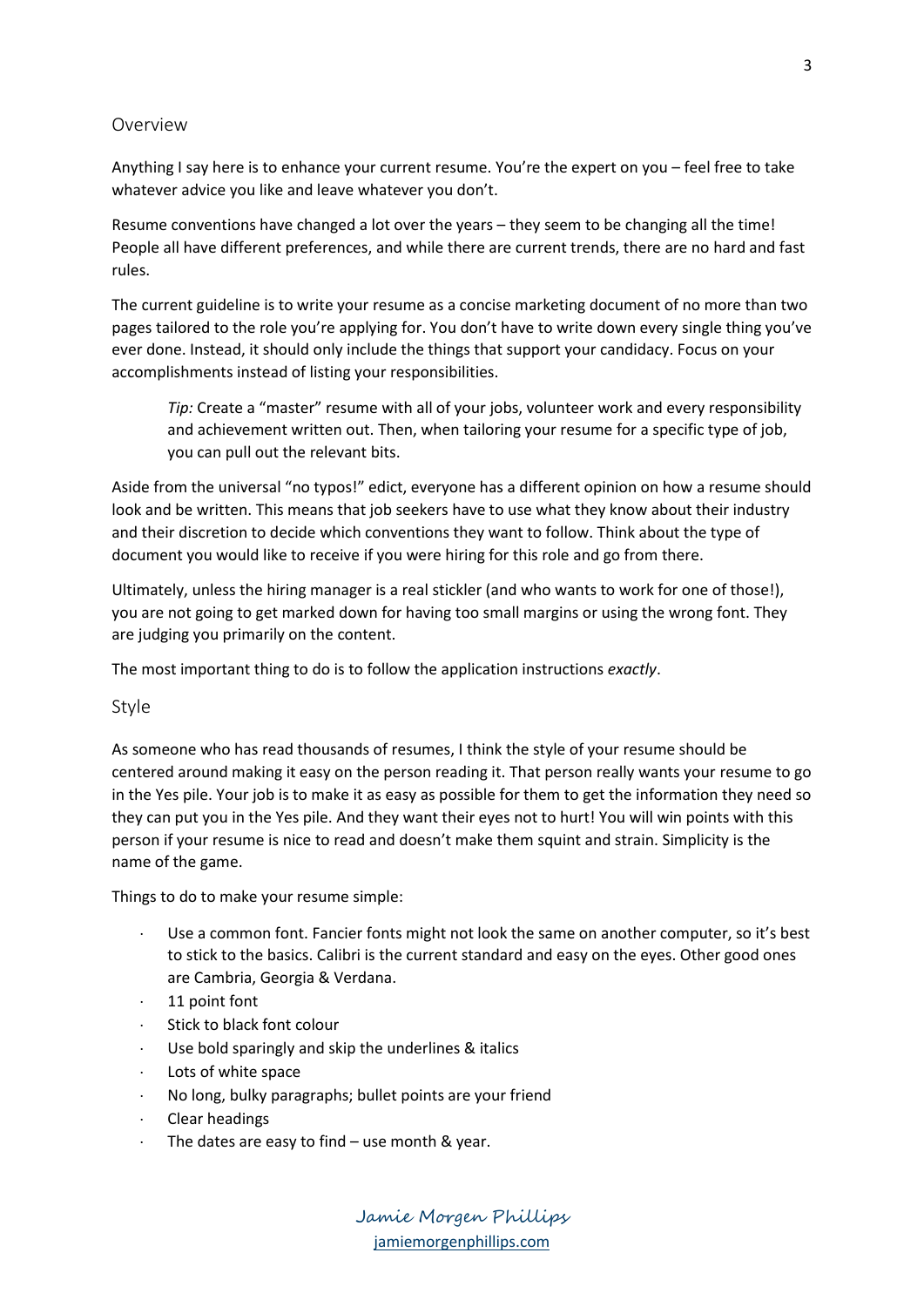## Overview

Anything I say here is to enhance your current resume. You're the expert on you – feel free to take whatever advice you like and leave whatever you don't.

Resume conventions have changed a lot over the years – they seem to be changing all the time! People all have different preferences, and while there are current trends, there are no hard and fast rules.

The current guideline is to write your resume as a concise marketing document of no more than two pages tailored to the role you're applying for. You don't have to write down every single thing you've ever done. Instead, it should only include the things that support your candidacy. Focus on your accomplishments instead of listing your responsibilities.

> *Tip:* Create a "master" resume with all of your jobs, volunteer work and every responsibility and achievement written out. Then, when tailoring your resume for a specific type of job, you can pull out the relevant bits.

Aside from the universal "no typos!" edict, everyone has a different opinion on how a resume should look and be written. This means that job seekers have to use what they know about their industry and their discretion to decide which conventions they want to follow. Think about the type of document you would like to receive if you were hiring for this role and go from there.

Ultimately, unless the hiring manager is a real stickler (and who wants to work for one of those!), you are not going to get marked down for having too small margins or using the wrong font. They are judging you primarily on the content.

The most important thing to do is to follow the application instructions *exactly*.

## Style

As someone who has read thousands of resumes, I think the style of your resume should be centered around making it easy on the person reading it. That person really wants your resume to go in the Yes pile. Your job is to make it as easy as possible for them to get the information they need so they can put you in the Yes pile. And they want their eyes not to hurt! You will win points with this person if your resume is nice to read and doesn't make them squint and strain. Simplicity is the name of the game.

Things to do to make your resume simple:

- Use a common font. Fancier fonts might not look the same on another computer, so it's best to stick to the basics. Calibri is the current standard and easy on the eyes. Other good ones are Cambria, Georgia & Verdana.
- 11 point font
- Stick to black font colour
- Use bold sparingly and skip the underlines & italics
- Lots of white space
- No long, bulky paragraphs; bullet points are your friend
- Clear headings
- The dates are easy to find – use month & year.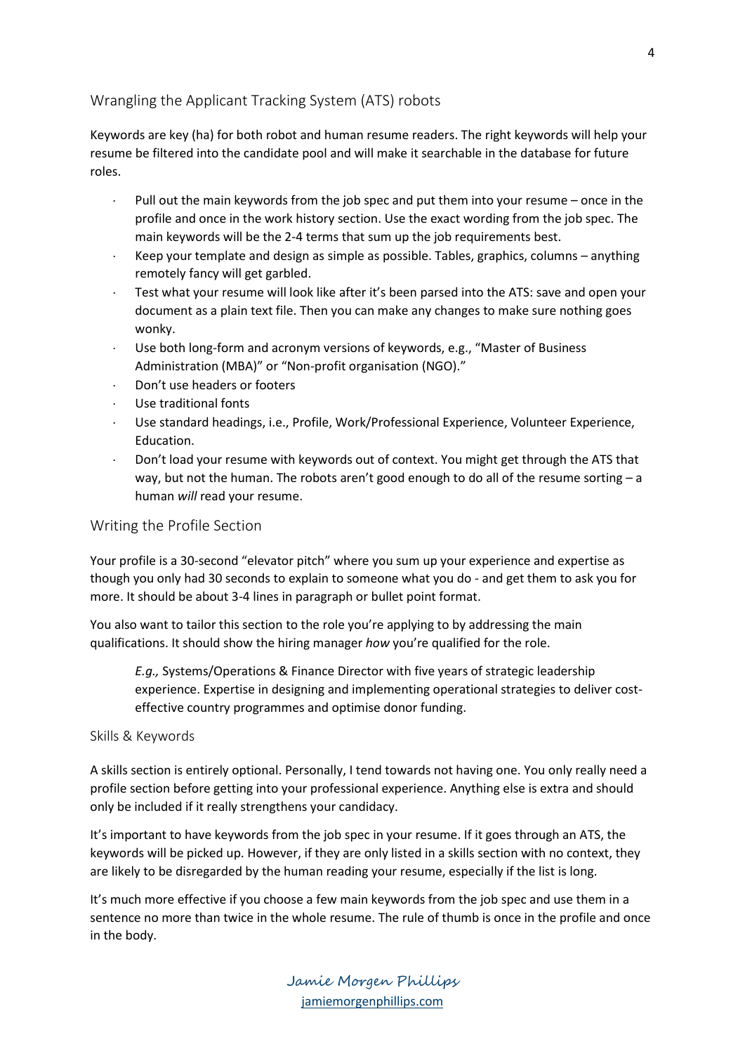## Wrangling the Applicant Tracking System (ATS) robots

Keywords are key (ha) for both robot and human resume readers. The right keywords will help your resume be filtered into the candidate pool and will make it searchable in the database for future roles.

- Pull out the main keywords from the job spec and put them into your resume – once in the profile and once in the work history section. Use the exact wording from the job spec. The main keywords will be the 2-4 terms that sum up the job requirements best.
- Keep your template and design as simple as possible. Tables, graphics, columns – anything remotely fancy will get garbled.
- Test what your resume will look like after it's been parsed into the ATS: save and open your document as a plain text file. Then you can make any changes to make sure nothing goes wonky.
- Use both long-form and acronym versions of keywords, e.g., "Master of Business Administration (MBA)" or "Non-profit organisation (NGO)."
- Don't use headers or footers
- Use traditional fonts
- Use standard headings, i.e., Profile, Work/Professional Experience, Volunteer Experience, Education.
- Don't load your resume with keywords out of context. You might get through the ATS that way, but not the human. The robots aren't good enough to do all of the resume sorting – a human *will* read your resume.

## Writing the Profile Section

Your profile is a 30-second "elevator pitch" where you sum up your experience and expertise as though you only had 30 seconds to explain to someone what you do - and get them to ask you for more. It should be about 3-4 lines in paragraph or bullet point format.

You also want to tailor this section to the role you're applying to by addressing the main qualifications. It should show the hiring manager *how* you're qualified for the role.

> *E.g.,* Systems/Operations & Finance Director with five years of strategic leadership experience. Expertise in designing and implementing operational strategies to deliver cost-effective country programmes and optimise donor funding.

### Skills & Keywords

A skills section is entirely optional. Personally, I tend towards not having one. You only really need a profile section before getting into your professional experience. Anything else is extra and should only be included if it really strengthens your candidacy.

It's important to have keywords from the job spec in your resume. If it goes through an ATS, the keywords will be picked up. However, if they are only listed in a skills section with no context, they are likely to be disregarded by the human reading your resume, especially if the list is long.

It's much more effective if you choose a few main keywords from the job spec and use them in a sentence no more than twice in the whole resume. The rule of thumb is once in the profile and once in the body.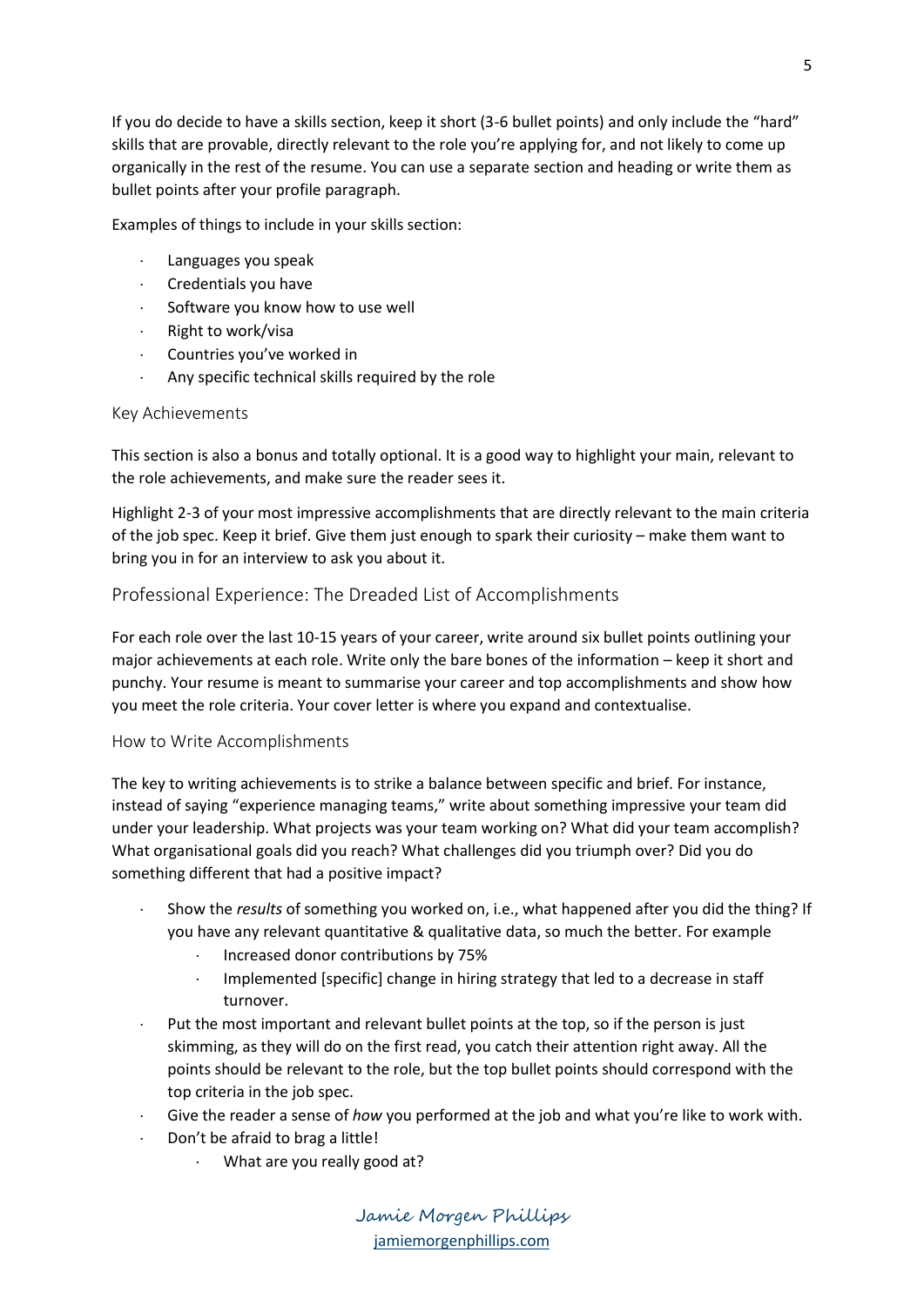If you do decide to have a skills section, keep it short (3-6 bullet points) and only include the "hard" skills that are provable, directly relevant to the role you're applying for, and not likely to come up organically in the rest of the resume. You can use a separate section and heading or write them as bullet points after your profile paragraph.

Examples of things to include in your skills section:

- Languages you speak
- Credentials you have
- Software you know how to use well
- Right to work/visa
- Countries you've worked in
- Any specific technical skills required by the role

### Key Achievements

This section is also a bonus and totally optional. It is a good way to highlight your main, relevant to the role achievements, and make sure the reader sees it.

Highlight 2-3 of your most impressive accomplishments that are directly relevant to the main criteria of the job spec. Keep it brief. Give them just enough to spark their curiosity – make them want to bring you in for an interview to ask you about it.

## Professional Experience: The Dreaded List of Accomplishments

For each role over the last 10-15 years of your career, write around six bullet points outlining your major achievements at each role. Write only the bare bones of the information – keep it short and punchy. Your resume is meant to summarise your career and top accomplishments and show how you meet the role criteria. Your cover letter is where you expand and contextualise.

### How to Write Accomplishments

The key to writing achievements is to strike a balance between specific and brief. For instance, instead of saying "experience managing teams," write about something impressive your team did under your leadership. What projects was your team working on? What did your team accomplish? What organisational goals did you reach? What challenges did you triumph over? Did you do something different that had a positive impact?

- Show the *results* of something you worked on, i.e., what happened after you did the thing? If you have any relevant quantitative & qualitative data, so much the better. For example
  - Increased donor contributions by 75%
  - Implemented [specific] change in hiring strategy that led to a decrease in staff turnover.
- Put the most important and relevant bullet points at the top, so if the person is just skimming, as they will do on the first read, you catch their attention right away. All the points should be relevant to the role, but the top bullet points should correspond with the top criteria in the job spec.
- Give the reader a sense of *how* you performed at the job and what you're like to work with.
- Don't be afraid to brag a little!
  - What are you really good at?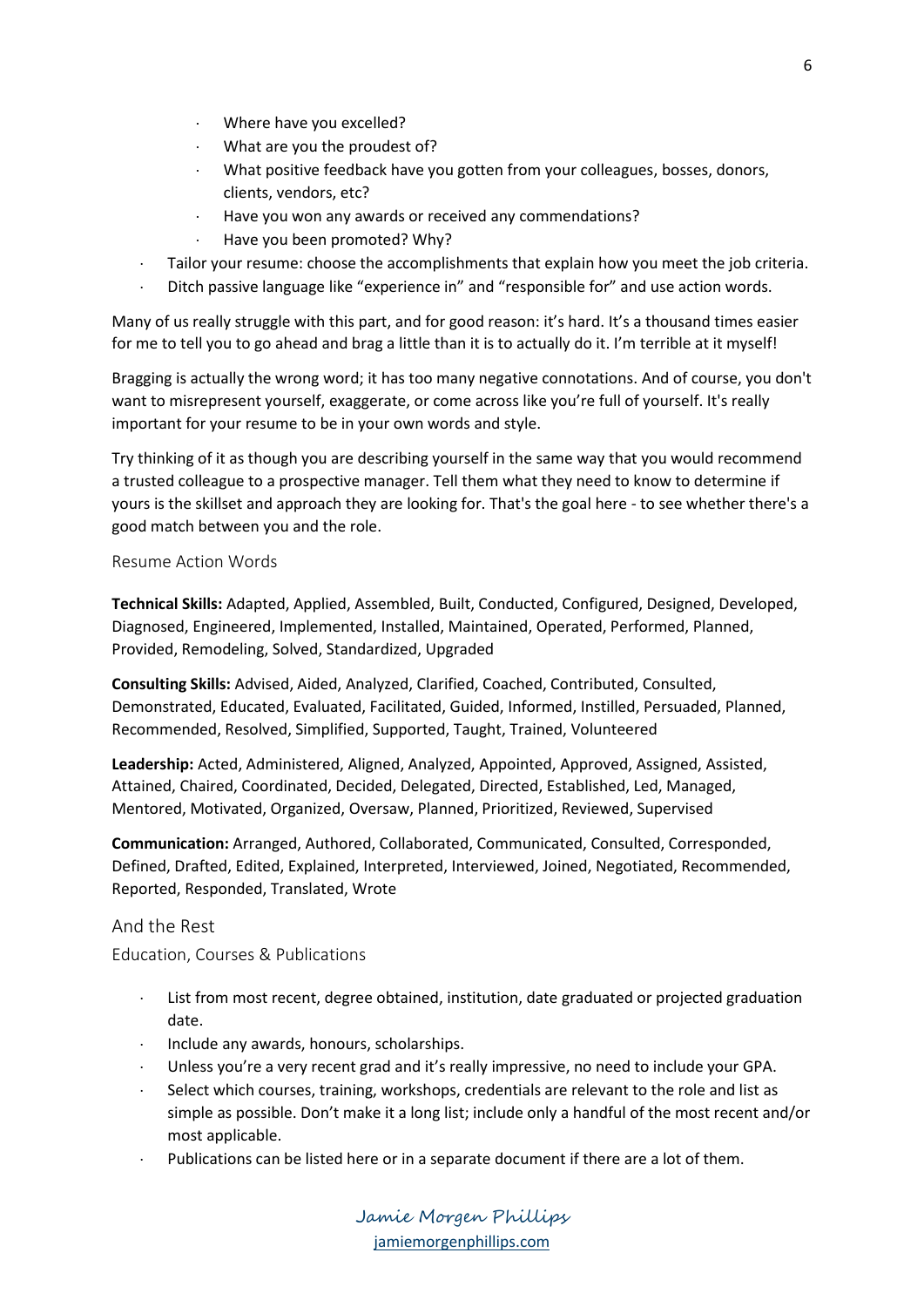- Where have you excelled?
  - What are you the proudest of?
  - What positive feedback have you gotten from your colleagues, bosses, donors, clients, vendors, etc?
  - Have you won any awards or received any commendations?
  - Have you been promoted? Why?
- Tailor your resume: choose the accomplishments that explain how you meet the job criteria.
- Ditch passive language like "experience in" and "responsible for" and use action words.

Many of us really struggle with this part, and for good reason: it's hard. It's a thousand times easier for me to tell you to go ahead and brag a little than it is to actually do it. I'm terrible at it myself!

Bragging is actually the wrong word; it has too many negative connotations. And of course, you don't want to misrepresent yourself, exaggerate, or come across like you're full of yourself. It's really important for your resume to be in your own words and style.

Try thinking of it as though you are describing yourself in the same way that you would recommend a trusted colleague to a prospective manager. Tell them what they need to know to determine if yours is the skillset and approach they are looking for. That's the goal here - to see whether there's a good match between you and the role.

### Resume Action Words

**Technical Skills:** Adapted, Applied, Assembled, Built, Conducted, Configured, Designed, Developed, Diagnosed, Engineered, Implemented, Installed, Maintained, Operated, Performed, Planned, Provided, Remodeling, Solved, Standardized, Upgraded

**Consulting Skills:** Advised, Aided, Analyzed, Clarified, Coached, Contributed, Consulted, Demonstrated, Educated, Evaluated, Facilitated, Guided, Informed, Instilled, Persuaded, Planned, Recommended, Resolved, Simplified, Supported, Taught, Trained, Volunteered

**Leadership:** Acted, Administered, Aligned, Analyzed, Appointed, Approved, Assigned, Assisted, Attained, Chaired, Coordinated, Decided, Delegated, Directed, Established, Led, Managed, Mentored, Motivated, Organized, Oversaw, Planned, Prioritized, Reviewed, Supervised

**Communication:** Arranged, Authored, Collaborated, Communicated, Consulted, Corresponded, Defined, Drafted, Edited, Explained, Interpreted, Interviewed, Joined, Negotiated, Recommended, Reported, Responded, Translated, Wrote

## And the Rest

### Education, Courses & Publications

- List from most recent, degree obtained, institution, date graduated or projected graduation date.
- Include any awards, honours, scholarships.
- Unless you're a very recent grad and it's really impressive, no need to include your GPA.
- Select which courses, training, workshops, credentials are relevant to the role and list as simple as possible. Don't make it a long list; include only a handful of the most recent and/or most applicable.
- Publications can be listed here or in a separate document if there are a lot of them.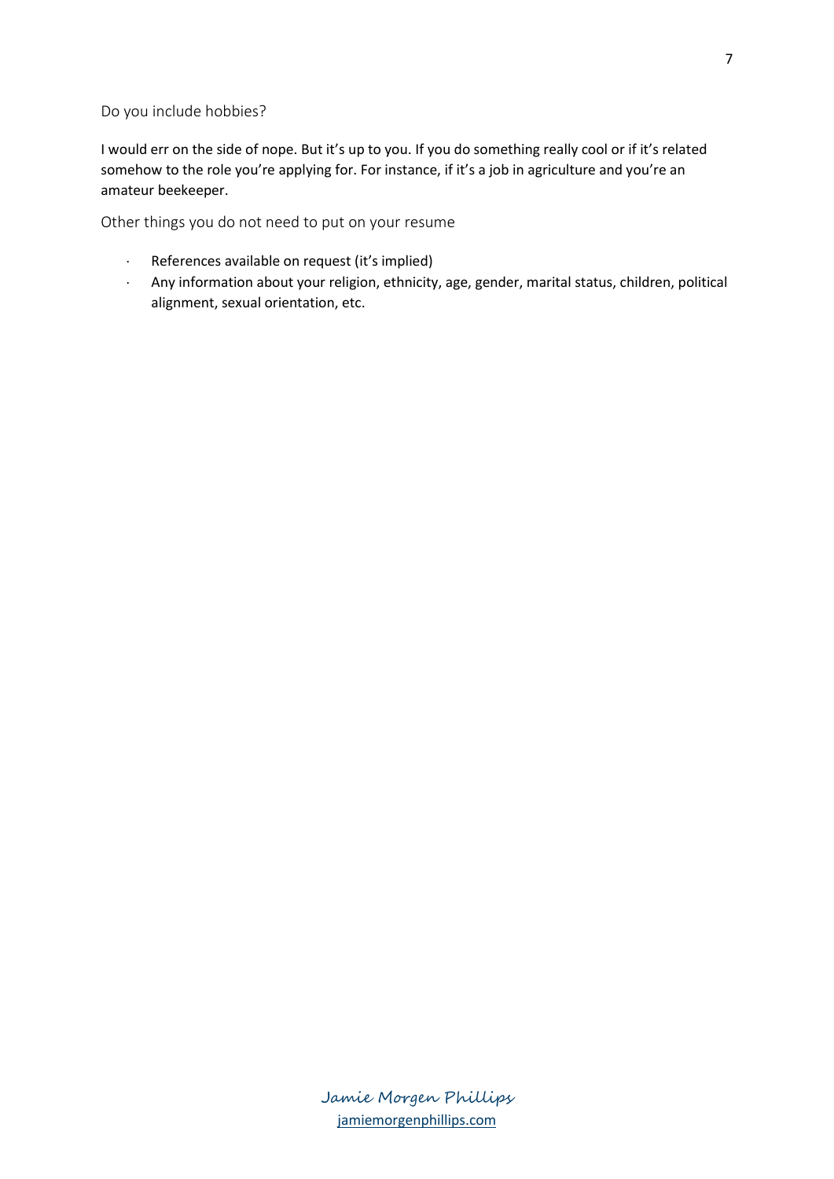### Do you include hobbies?

I would err on the side of nope. But it's up to you. If you do something really cool or if it's related somehow to the role you're applying for. For instance, if it's a job in agriculture and you're an amateur beekeeper.

### Other things you do not need to put on your resume

- References available on request (it's implied)
- Any information about your religion, ethnicity, age, gender, marital status, children, political alignment, sexual orientation, etc.